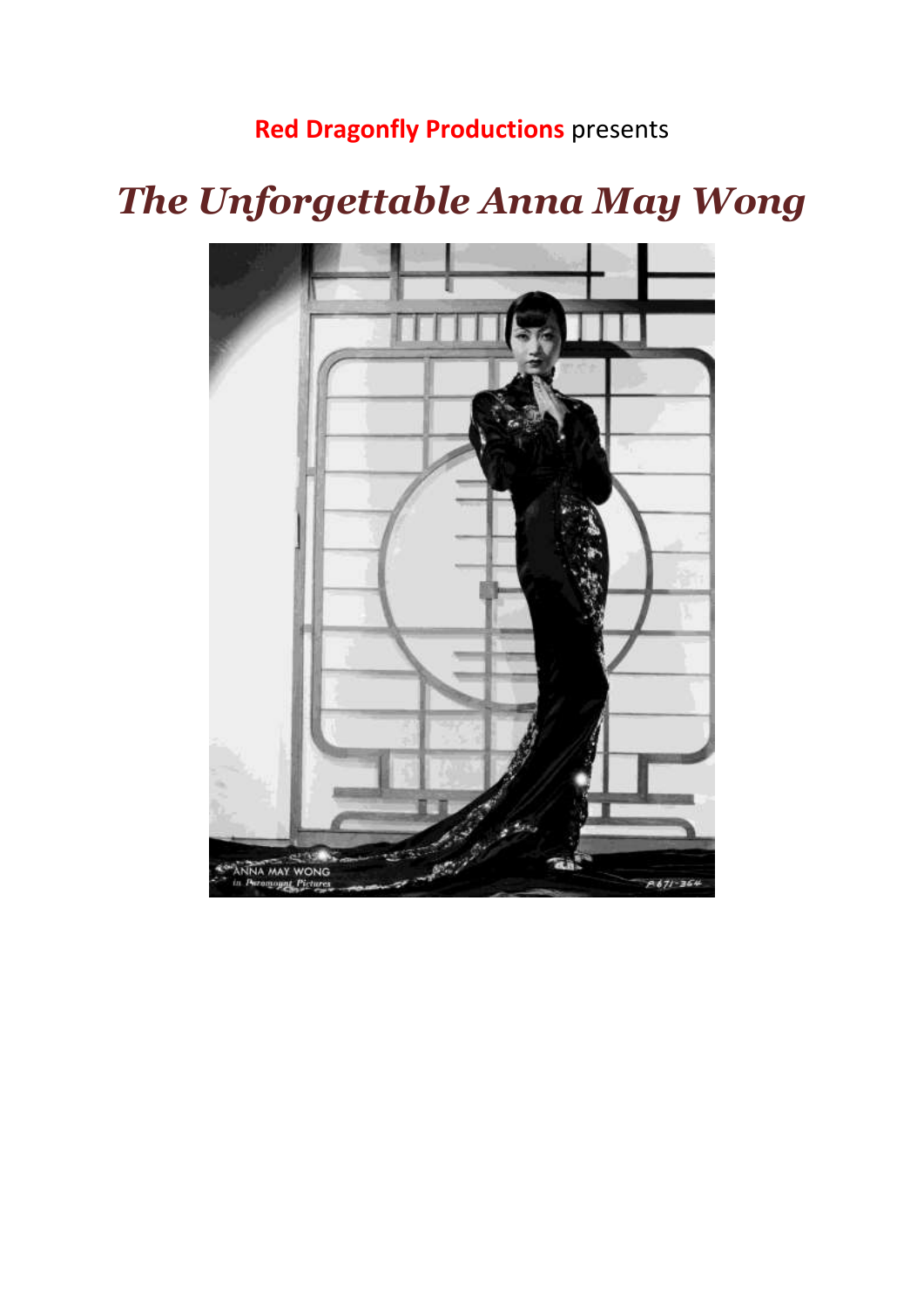**Red Dragonfly Productions** presents

# *The Unforgettable Anna May Wong*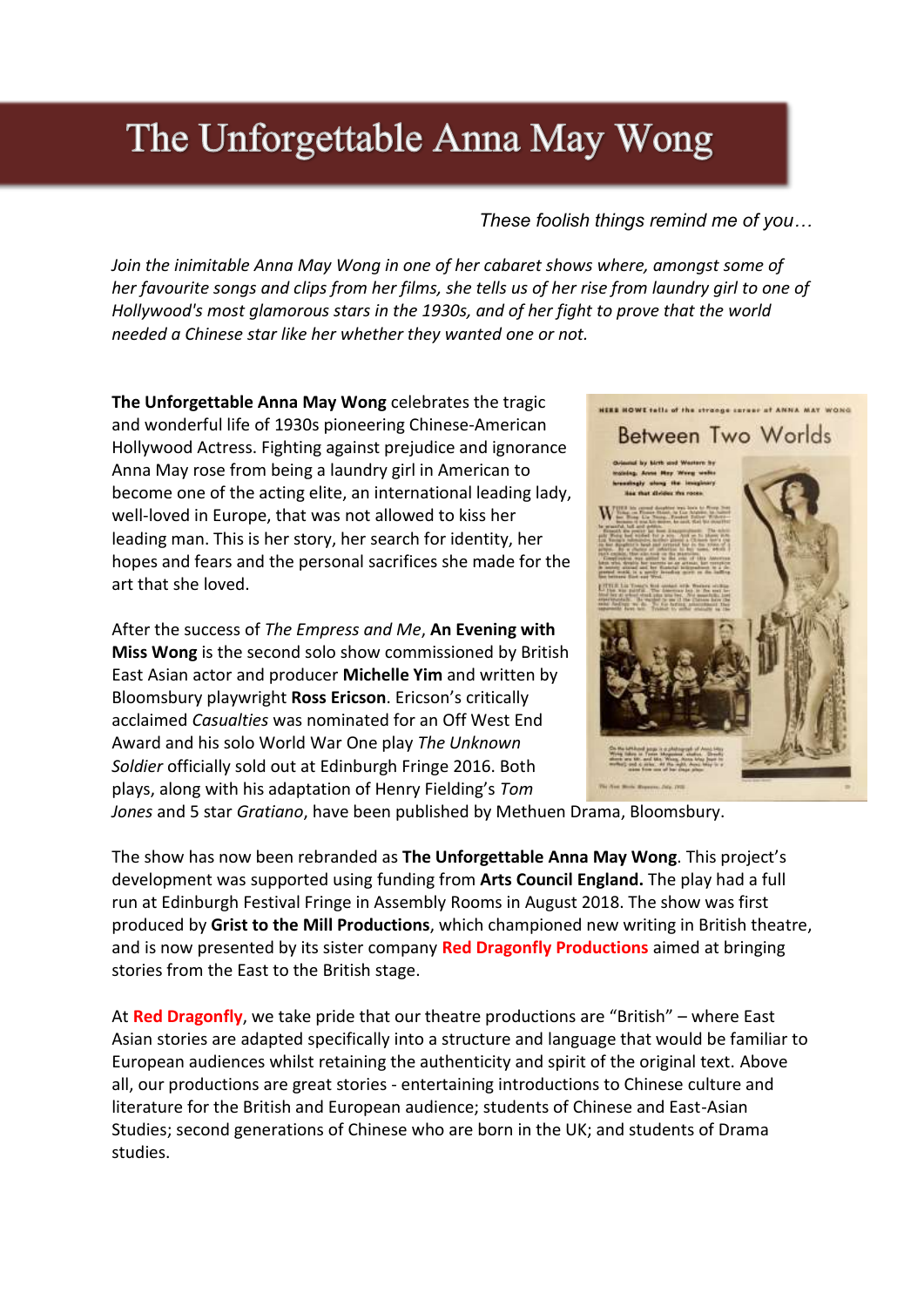# The Unforgettable Anna May Wong

*These foolish things remind me of you…*

*Join the inimitable Anna May Wong in one of her cabaret shows where, amongst some of her favourite songs and clips from her films, she tells us of her rise from laundry girl to one of Hollywood's most glamorous stars in the 1930s, and of her fight to prove that the world needed a Chinese star like her whether they wanted one or not.*

**The Unforgettable Anna May Wong** celebrates the tragic and wonderful life of 1930s pioneering Chinese-American Hollywood Actress. Fighting against prejudice and ignorance Anna May rose from being a laundry girl in American to become one of the acting elite, an international leading lady, well-loved in Europe, that was not allowed to kiss her leading man. This is her story, her search for identity, her hopes and fears and the personal sacrifices she made for the art that she loved.

After the success of *The Empress and Me*, **An Evening with Miss Wong** is the second solo show commissioned by British East Asian actor and producer **Michelle Yim** and written by Bloomsbury playwright **Ross Ericson**. Ericson's critically acclaimed *Casualties* was nominated for an Off West End Award and his solo World War One play *The Unknown Soldier* officially sold out at Edinburgh Fringe 2016. Both plays, along with his adaptation of Henry Fielding's *Tom Jones* and 5 star *Gratiano*, have been published by Methuen Drama, Bloomsbury.

The show has now been rebranded as **The Unforgettable Anna May Wong**. This project's development was supported using funding from **Arts Council England.** The play had a full run at Edinburgh Festival Fringe in Assembly Rooms in August 2018. The show was first produced by **Grist to the Mill Productions**, which championed new writing in British theatre, and is now presented by its sister company **Red Dragonfly Productions** aimed at bringing stories from the East to the British stage.

At **Red Dragonfly**, we take pride that our theatre productions are "British" – where East Asian stories are adapted specifically into a structure and language that would be familiar to European audiences whilst retaining the authenticity and spirit of the original text. Above all, our productions are great stories - entertaining introductions to Chinese culture and literature for the British and European audience; students of Chinese and East-Asian Studies; second generations of Chinese who are born in the UK; and students of Drama studies.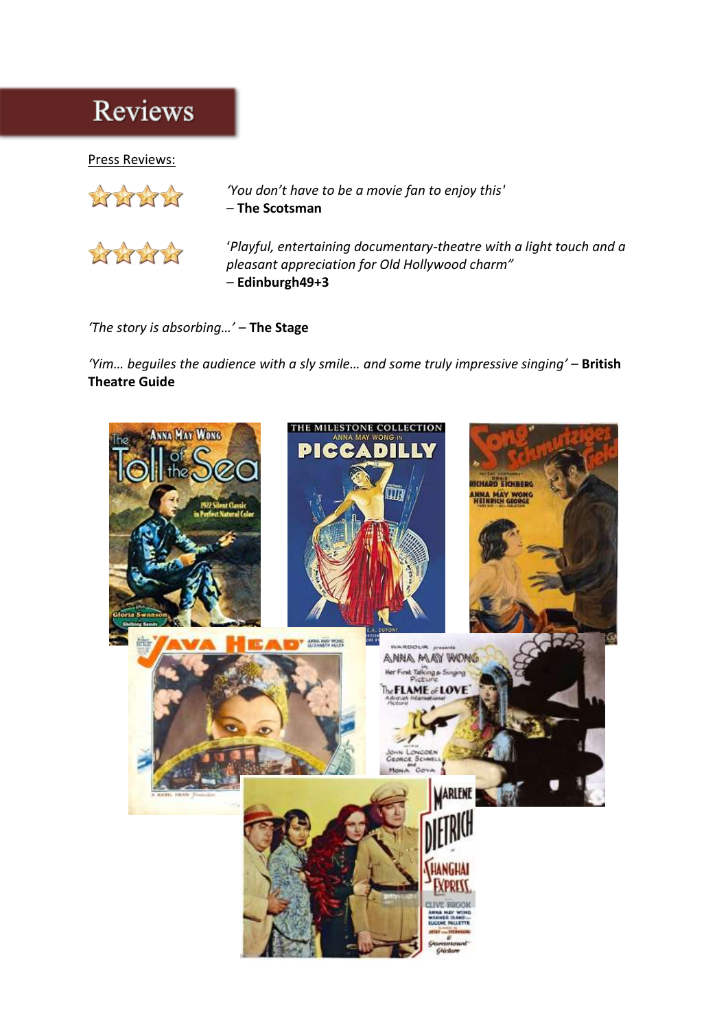# Reviews

Press Reviews:

★★★★ *'You don't have to be a movie fan to enjoy this'*
– **The Scotsman**

★★★★ *'Playful, entertaining documentary-theatre with a light touch and a pleasant appreciation for Old Hollywood charm"*
– **Edinburgh49+3**

*'The story is absorbing…'* – **The Stage**

*'Yim… beguiles the audience with a sly smile… and some truly impressive singing'* – **British Theatre Guide**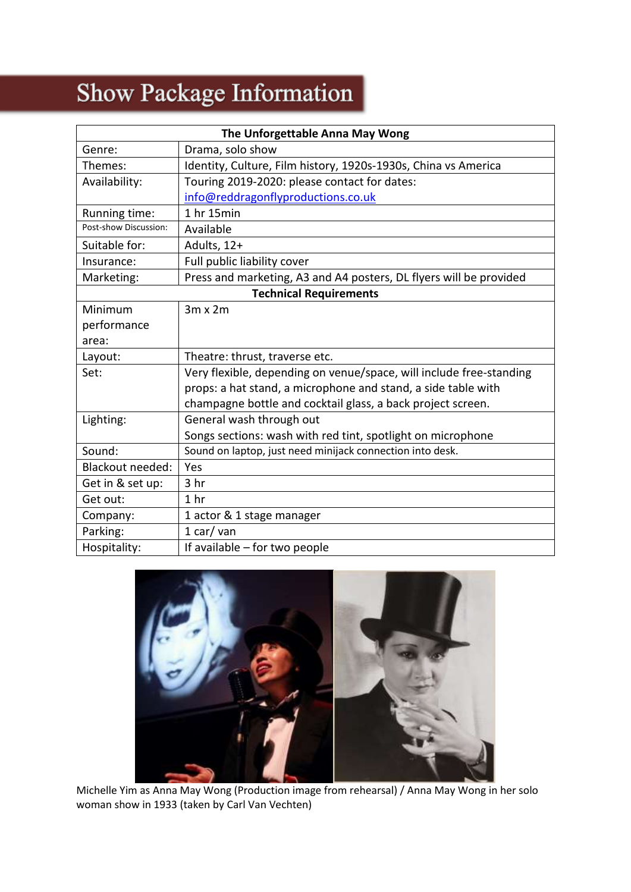# Show Package Information

| The Unforgettable Anna May Wong | |
|---|---|
| Genre: | Drama, solo show |
| Themes: | Identity, Culture, Film history, 1920s-1930s, China vs America |
| Availability: | Touring 2019-2020: please contact for dates: info@reddragonflyproductions.co.uk |
| Running time: | 1 hr 15min |
| Post-show Discussion: | Available |
| Suitable for: | Adults, 12+ |
| Insurance: | Full public liability cover |
| Marketing: | Press and marketing, A3 and A4 posters, DL flyers will be provided |
| **Technical Requirements** | |
| Minimum performance area: | 3m x 2m |
| Layout: | Theatre: thrust, traverse etc. |
| Set: | Very flexible, depending on venue/space, will include free-standing props: a hat stand, a microphone and stand, a side table with champagne bottle and cocktail glass, a back project screen. |
| Lighting: | General wash through out<br>Songs sections: wash with red tint, spotlight on microphone |
| Sound: | Sound on laptop, just need minijack connection into desk. |
| Blackout needed: | Yes |
| Get in & set up: | 3 hr |
| Get out: | 1 hr |
| Company: | 1 actor & 1 stage manager |
| Parking: | 1 car/ van |
| Hospitality: | If available – for two people |

Michelle Yim as Anna May Wong (Production image from rehearsal) / Anna May Wong in her solo woman show in 1933 (taken by Carl Van Vechten)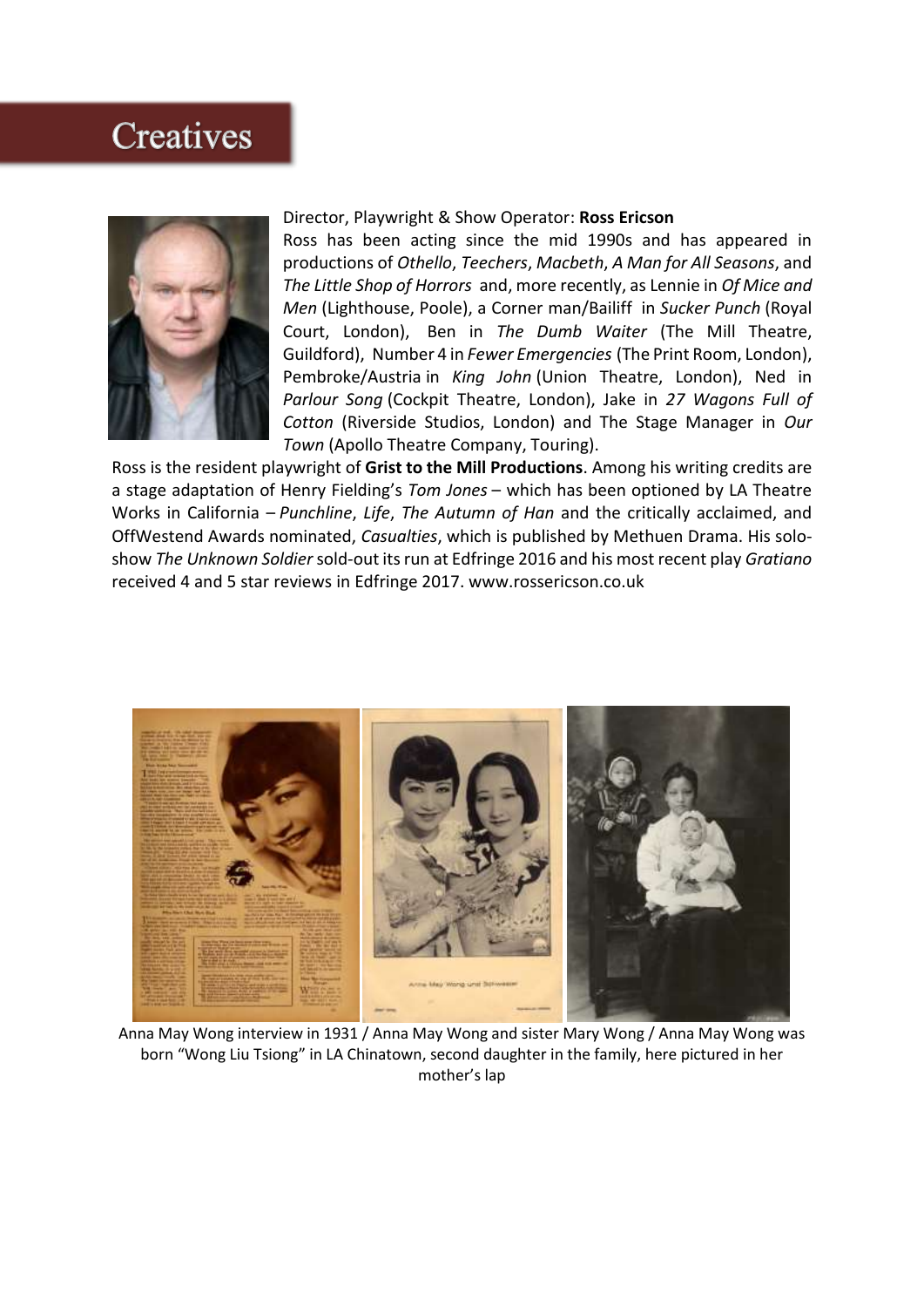# Creatives

Director, Playwright & Show Operator: **Ross Ericson**

Ross has been acting since the mid 1990s and has appeared in productions of *Othello*, *Teechers*, *Macbeth*, *A Man for All Seasons*, and *The Little Shop of Horrors* and, more recently, as Lennie in *Of Mice and Men* (Lighthouse, Poole), a Corner man/Bailiff in *Sucker Punch* (Royal Court, London), Ben in *The Dumb Waiter* (The Mill Theatre, Guildford), Number 4 in *Fewer Emergencies* (The Print Room, London), Pembroke/Austria in *King John* (Union Theatre, London), Ned in *Parlour Song* (Cockpit Theatre, London), Jake in *27 Wagons Full of Cotton* (Riverside Studios, London) and The Stage Manager in *Our Town* (Apollo Theatre Company, Touring).

Ross is the resident playwright of **Grist to the Mill Productions**. Among his writing credits are a stage adaptation of Henry Fielding's *Tom Jones* – which has been optioned by LA Theatre Works in California – *Punchline*, *Life*, *The Autumn of Han* and the critically acclaimed, and OffWestend Awards nominated, *Casualties*, which is published by Methuen Drama. His solo-show *The Unknown Soldier* sold-out its run at Edfringe 2016 and his most recent play *Gratiano* received 4 and 5 star reviews in Edfringe 2017. www.rossericson.co.uk

Anna May Wong interview in 1931 / Anna May Wong and sister Mary Wong / Anna May Wong was born "Wong Liu Tsiong" in LA Chinatown, second daughter in the family, here pictured in her mother's lap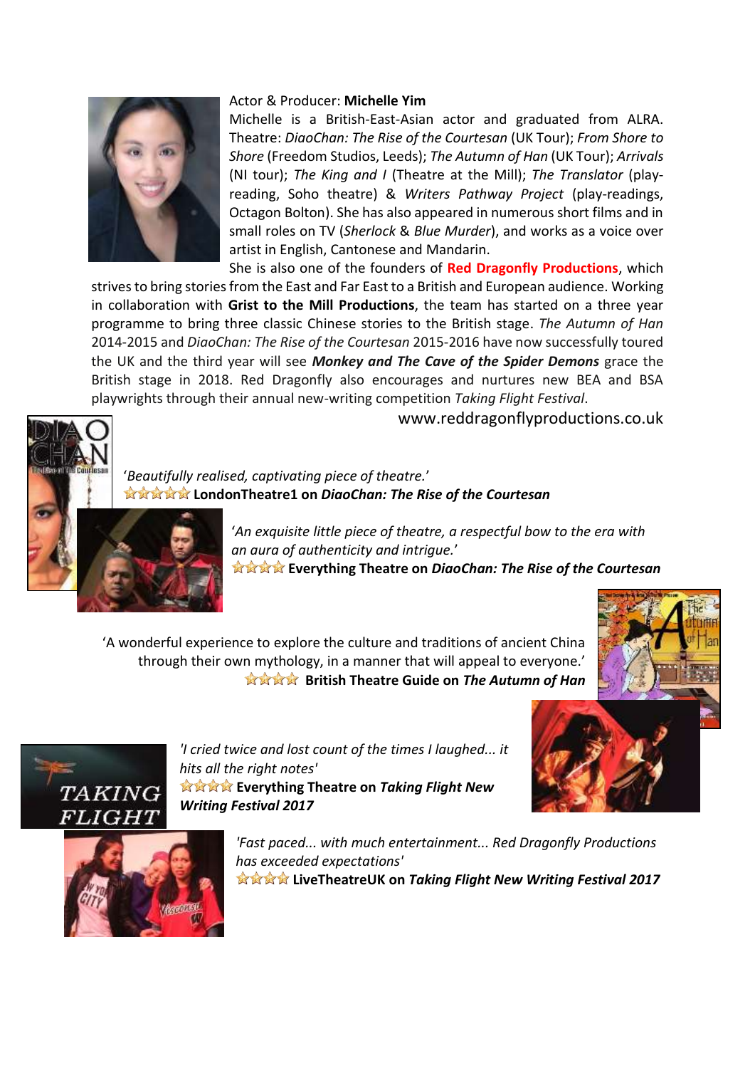Actor & Producer: **Michelle Yim**

Michelle is a British-East-Asian actor and graduated from ALRA. Theatre: *DiaoChan: The Rise of the Courtesan* (UK Tour); *From Shore to Shore* (Freedom Studios, Leeds); *The Autumn of Han* (UK Tour); *Arrivals* (NI tour); *The King and I* (Theatre at the Mill); *The Translator* (play-reading, Soho theatre) & *Writers Pathway Project* (play-readings, Octagon Bolton). She has also appeared in numerous short films and in small roles on TV (*Sherlock* & *Blue Murder*), and works as a voice over artist in English, Cantonese and Mandarin.

She is also one of the founders of **Red Dragonfly Productions**, which strives to bring stories from the East and Far East to a British and European audience. Working in collaboration with **Grist to the Mill Productions**, the team has started on a three year programme to bring three classic Chinese stories to the British stage. *The Autumn of Han* 2014-2015 and *DiaoChan: The Rise of the Courtesan* 2015-2016 have now successfully toured the UK and the third year will see ***Monkey and The Cave of the Spider Demons*** grace the British stage in 2018. Red Dragonfly also encourages and nurtures new BEA and BSA playwrights through their annual new-writing competition *Taking Flight Festival*.

www.reddragonflyproductions.co.uk

'*Beautifully realised, captivating piece of theatre.*'
☆☆☆☆☆ **LondonTheatre1 on *DiaoChan: The Rise of the Courtesan***

'*An exquisite little piece of theatre, a respectful bow to the era with an aura of authenticity and intrigue.*'
☆☆☆☆ **Everything Theatre on *DiaoChan: The Rise of the Courtesan***

'A wonderful experience to explore the culture and traditions of ancient China through their own mythology, in a manner that will appeal to everyone.'
☆☆☆☆ **British Theatre Guide on *The Autumn of Han***

*'I cried twice and lost count of the times I laughed... it hits all the right notes'*
☆☆☆☆ **Everything Theatre on *Taking Flight New Writing Festival 2017***

*'Fast paced... with much entertainment... Red Dragonfly Productions has exceeded expectations'*
☆☆☆☆ **LiveTheatreUK on *Taking Flight New Writing Festival 2017***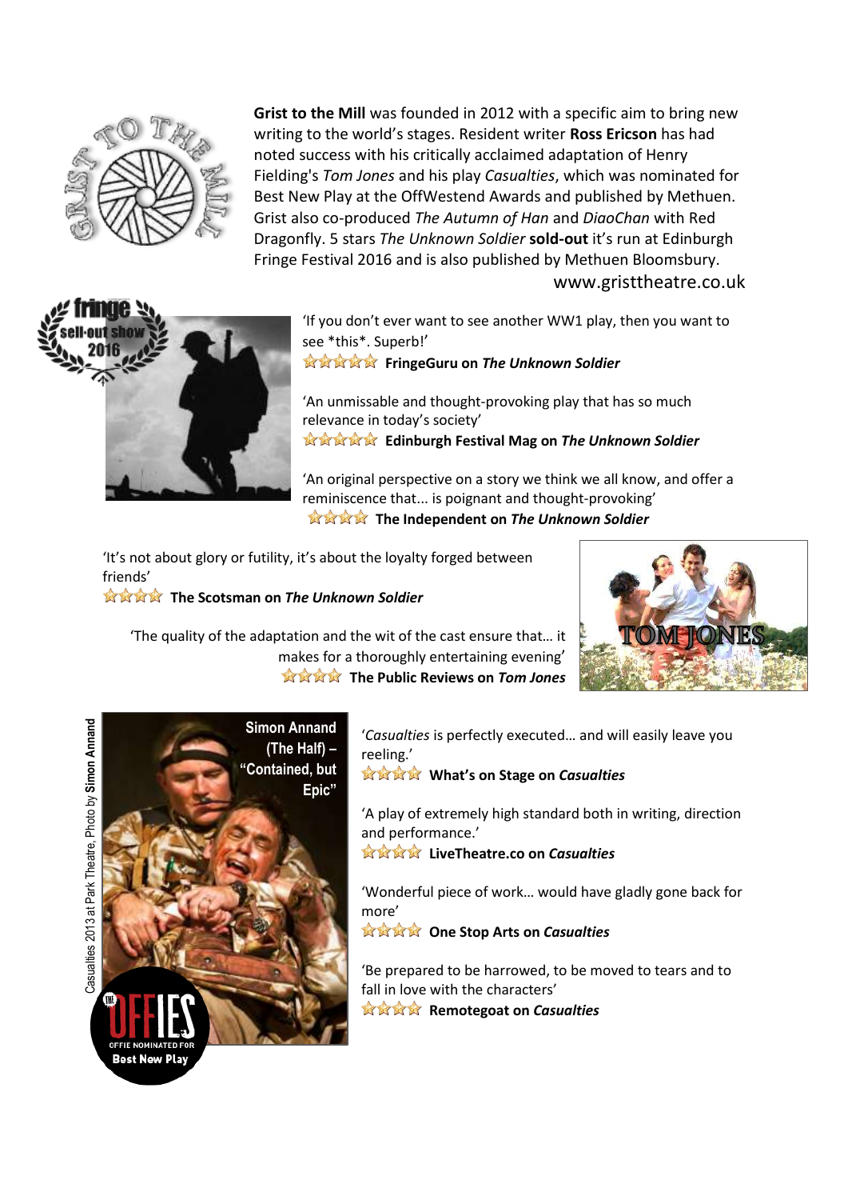**Grist to the Mill** was founded in 2012 with a specific aim to bring new writing to the world's stages. Resident writer **Ross Ericson** has had noted success with his critically acclaimed adaptation of Henry Fielding's *Tom Jones* and his play *Casualties*, which was nominated for Best New Play at the OffWestend Awards and published by Methuen. Grist also co-produced *The Autumn of Han* and *DiaoChan* with Red Dragonfly. 5 stars *The Unknown Soldier* **sold-out** it's run at Edinburgh Fringe Festival 2016 and is also published by Methuen Bloomsbury.

www.gristtheatre.co.uk

'If you don't ever want to see another WW1 play, then you want to see *this*. Superb!'
★★★★★ **FringeGuru on *The Unknown Soldier***

'An unmissable and thought-provoking play that has so much relevance in today's society'
★★★★★ **Edinburgh Festival Mag on *The Unknown Soldier***

'An original perspective on a story we think we all know, and offer a reminiscence that... is poignant and thought-provoking'
★★★★ **The Independent on *The Unknown Soldier***

'It's not about glory or futility, it's about the loyalty forged between friends'
★★★★ **The Scotsman on *The Unknown Soldier***

'The quality of the adaptation and the wit of the cast ensure that… it makes for a thoroughly entertaining evening'
★★★★ **The Public Reviews on *Tom Jones***

Simon Annand (The Half) – "Contained, but Epic"

Casualties 2013 at Park Theatre, Photo by **Simon Annand**

'*Casualties* is perfectly executed… and will easily leave you reeling.'
★★★★ **What's on Stage on *Casualties***

'A play of extremely high standard both in writing, direction and performance.'
★★★★ **LiveTheatre.co on *Casualties***

'Wonderful piece of work… would have gladly gone back for more'
★★★★ **One Stop Arts on *Casualties***

'Be prepared to be harrowed, to be moved to tears and to fall in love with the characters'
★★★★ **Remotegoat on *Casualties***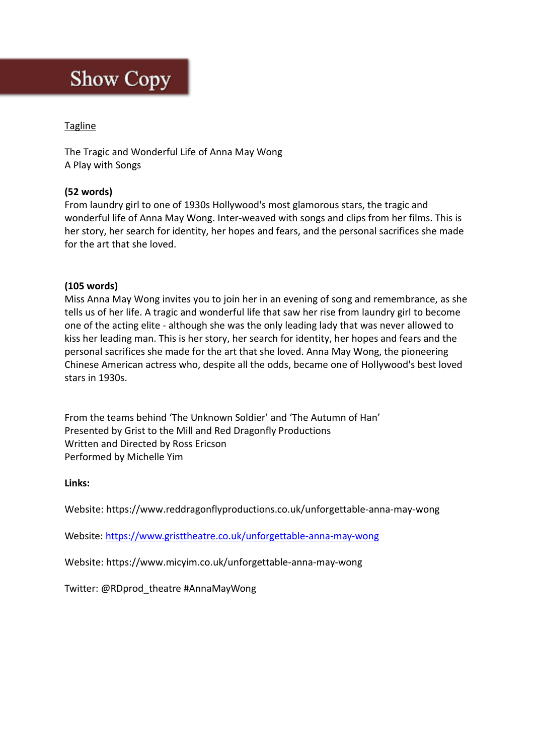# Show Copy

<u>Tagline</u>

The Tragic and Wonderful Life of Anna May Wong
A Play with Songs

**(52 words)**
From laundry girl to one of 1930s Hollywood's most glamorous stars, the tragic and wonderful life of Anna May Wong. Inter-weaved with songs and clips from her films. This is her story, her search for identity, her hopes and fears, and the personal sacrifices she made for the art that she loved.

**(105 words)**
Miss Anna May Wong invites you to join her in an evening of song and remembrance, as she tells us of her life. A tragic and wonderful life that saw her rise from laundry girl to become one of the acting elite - although she was the only leading lady that was never allowed to kiss her leading man. This is her story, her search for identity, her hopes and fears and the personal sacrifices she made for the art that she loved. Anna May Wong, the pioneering Chinese American actress who, despite all the odds, became one of Hollywood's best loved stars in 1930s.

From the teams behind 'The Unknown Soldier' and 'The Autumn of Han'
Presented by Grist to the Mill and Red Dragonfly Productions
Written and Directed by Ross Ericson
Performed by Michelle Yim

**Links:**

Website: https://www.reddragonflyproductions.co.uk/unforgettable-anna-may-wong

Website: https://www.gristtheatre.co.uk/unforgettable-anna-may-wong

Website: https://www.micyim.co.uk/unforgettable-anna-may-wong

Twitter: @RDprod_theatre #AnnaMayWong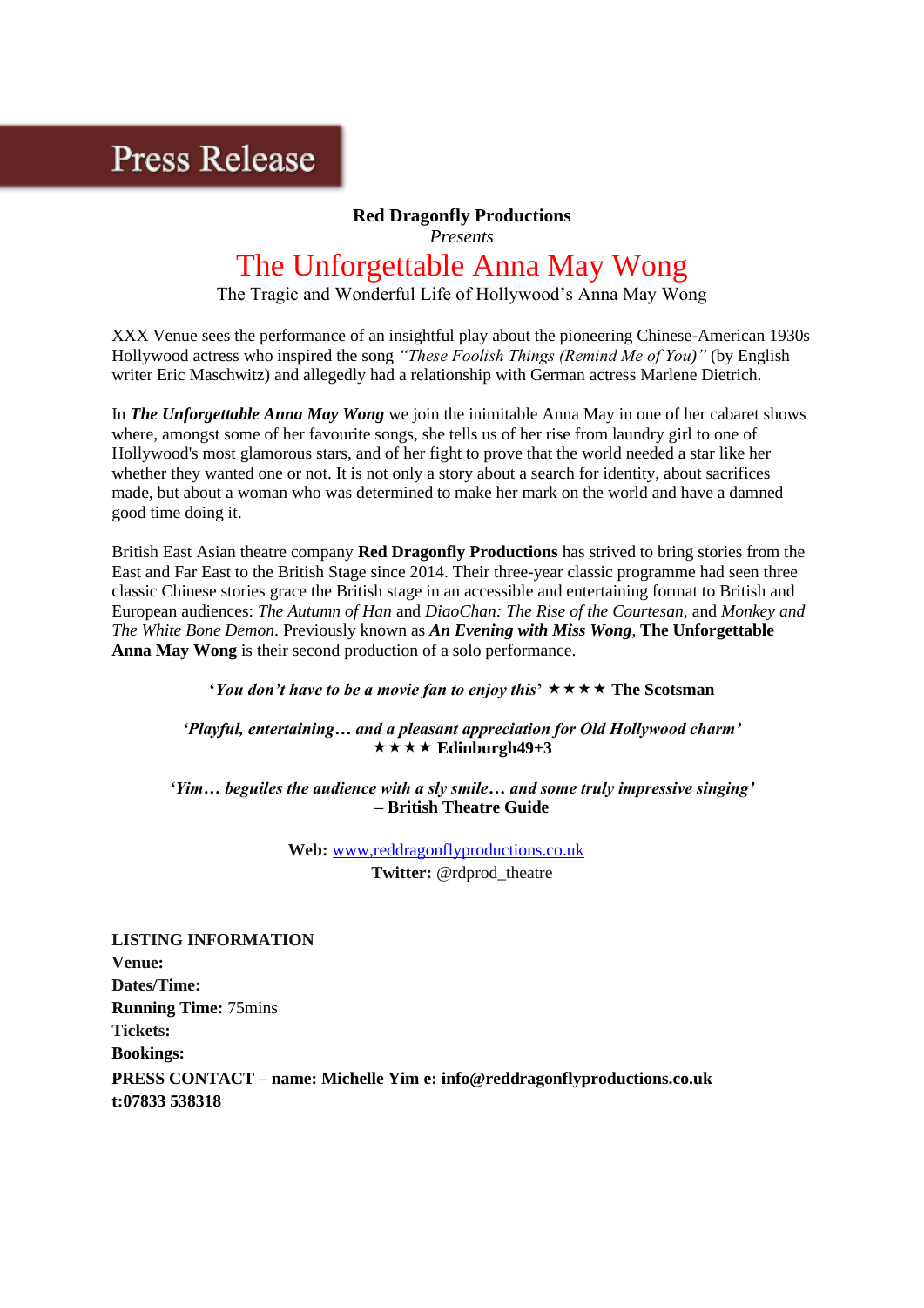# Press Release

**Red Dragonfly Productions**

*Presents*

## The Unforgettable Anna May Wong

The Tragic and Wonderful Life of Hollywood's Anna May Wong

XXX Venue sees the performance of an insightful play about the pioneering Chinese-American 1930s Hollywood actress who inspired the song *"These Foolish Things (Remind Me of You)"* (by English writer Eric Maschwitz) and allegedly had a relationship with German actress Marlene Dietrich.

In ***The Unforgettable Anna May Wong*** we join the inimitable Anna May in one of her cabaret shows where, amongst some of her favourite songs, she tells us of her rise from laundry girl to one of Hollywood's most glamorous stars, and of her fight to prove that the world needed a star like her whether they wanted one or not. It is not only a story about a search for identity, about sacrifices made, but about a woman who was determined to make her mark on the world and have a damned good time doing it.

British East Asian theatre company **Red Dragonfly Productions** has strived to bring stories from the East and Far East to the British Stage since 2014. Their three-year classic programme had seen three classic Chinese stories grace the British stage in an accessible and entertaining format to British and European audiences: *The Autumn of Han* and *DiaoChan: The Rise of the Courtesan*, and *Monkey and The White Bone Demon*. Previously known as ***An Evening with Miss Wong***, **The Unforgettable Anna May Wong** is their second production of a solo performance.

**'*You don't have to be a movie fan to enjoy this*' ★★★★ The Scotsman**

***'Playful, entertaining… and a pleasant appreciation for Old Hollywood charm'***
**★★★★ Edinburgh49+3**

***'Yim… beguiles the audience with a sly smile… and some truly impressive singing'***
**– British Theatre Guide**

**Web:** www,reddragonflyproductions.co.uk
**Twitter:** @rdprod_theatre

**LISTING INFORMATION**
**Venue:**
**Dates/Time:**
**Running Time:** 75mins
**Tickets:**
**Bookings:**

---

**PRESS CONTACT – name: Michelle Yim e: info@reddragonflyproductions.co.uk t:07833 538318**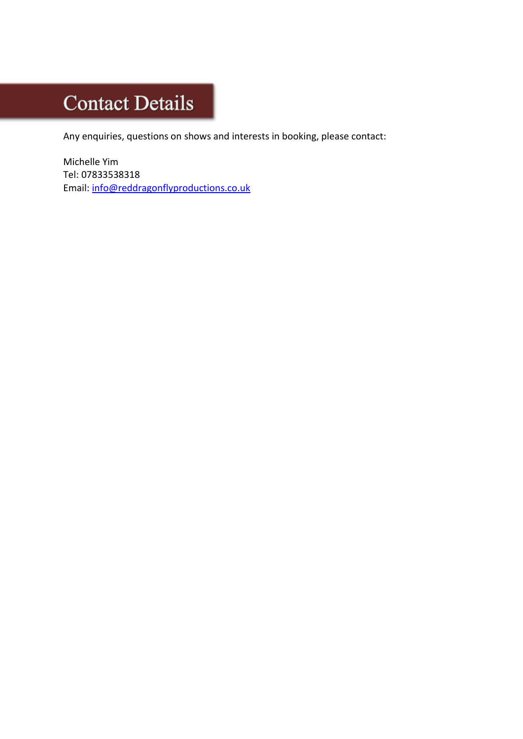# Contact Details

Any enquiries, questions on shows and interests in booking, please contact:

Michelle Yim
Tel: 07833538318
Email: info@reddragonflyproductions.co.uk